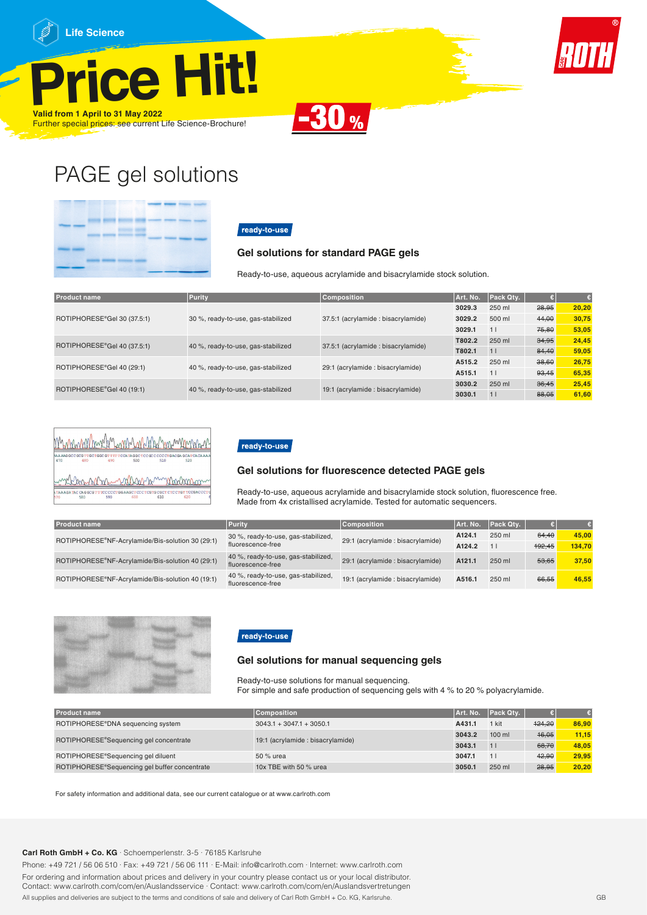Life Science

# Price Hit!

**Valid from 1 April to 31 May 2022**
Further special prices: see current Life Science-Brochure!

-30 %

# PAGE gel solutions

**ready-to-use**

### Gel solutions for standard PAGE gels

Ready-to-use, aqueous acrylamide and bisacrylamide stock solution.

| Product name | Purity | Composition | Art. No. | Pack Qty. | € | € |
|---|---|---|---|---|---|---|
| ROTIPHORESE®Gel 30 (37.5:1) | 30 %, ready-to-use, gas-stabilized | 37.5:1 (acrylamide : bisacrylamide) | 3029.3 | 250 ml | ~~28,95~~ | **20,20** |
| | | | 3029.2 | 500 ml | ~~44,00~~ | **30,75** |
| | | | 3029.1 | 1 l | ~~75,80~~ | **53,05** |
| ROTIPHORESE®Gel 40 (37.5:1) | 40 %, ready-to-use, gas-stabilized | 37.5:1 (acrylamide : bisacrylamide) | T802.2 | 250 ml | ~~34,95~~ | **24,45** |
| | | | T802.1 | 1 l | ~~84,40~~ | **59,05** |
| ROTIPHORESE®Gel 40 (29:1) | 40 %, ready-to-use, gas-stabilized | 29:1 (acrylamide : bisacrylamide) | A515.2 | 250 ml | ~~38,60~~ | **26,75** |
| | | | A515.1 | 1 l | ~~93,45~~ | **65,35** |
| ROTIPHORESE®Gel 40 (19:1) | 40 %, ready-to-use, gas-stabilized | 19:1 (acrylamide : bisacrylamide) | 3030.2 | 250 ml | ~~36,45~~ | **25,45** |
| | | | 3030.1 | 1 l | ~~88,05~~ | **61,60** |

**ready-to-use**

### Gel solutions for fluorescence detected PAGE gels

Ready-to-use, aqueous acrylamide and bisacrylamide stock solution, fluorescence free.
Made from 4x cristallised acrylamide. Tested for automatic sequencers.

| Product name | Purity | Composition | Art. No. | Pack Qty. | € | € |
|---|---|---|---|---|---|---|
| ROTIPHORESE®NF-Acrylamide/Bis-solution 30 (29:1) | 30 %, ready-to-use, gas-stabilized, fluorescence-free | 29:1 (acrylamide : bisacrylamide) | A124.1 | 250 ml | ~~64,40~~ | **45,00** |
| | | | A124.2 | 1 l | ~~192,45~~ | **134,70** |
| ROTIPHORESE®NF-Acrylamide/Bis-solution 40 (29:1) | 40 %, ready-to-use, gas-stabilized, fluorescence-free | 29:1 (acrylamide : bisacrylamide) | A121.1 | 250 ml | ~~53,65~~ | **37,50** |
| ROTIPHORESE®NF-Acrylamide/Bis-solution 40 (19:1) | 40 %, ready-to-use, gas-stabilized, fluorescence-free | 19:1 (acrylamide : bisacrylamide) | A516.1 | 250 ml | ~~66,55~~ | **46,55** |

**ready-to-use**

### Gel solutions for manual sequencing gels

Ready-to-use solutions for manual sequencing.
For simple and safe production of sequencing gels with 4 % to 20 % polyacrylamide.

| Product name | Composition | Art. No. | Pack Qty. | € | € |
|---|---|---|---|---|---|
| ROTIPHORESE®DNA sequencing system | 3043.1 + 3047.1 + 3050.1 | A431.1 | 1 kit | ~~124,20~~ | **86,90** |
| ROTIPHORESE®Sequencing gel concentrate | 19:1 (acrylamide : bisacrylamide) | 3043.2 | 100 ml | ~~16,05~~ | **11,15** |
| | | 3043.1 | 1 l | ~~68,70~~ | **48,05** |
| ROTIPHORESE®Sequencing gel diluent | 50 % urea | 3047.1 | 1 l | ~~42,90~~ | **29,95** |
| ROTIPHORESE®Sequencing gel buffer concentrate | 10x TBE with 50 % urea | 3050.1 | 250 ml | ~~28,95~~ | **20,20** |

For safety information and additional data, see our current catalogue or at www.carlroth.com

**Carl Roth GmbH + Co. KG** · Schoemperlenstr. 3-5 · 76185 Karlsruhe

Phone: +49 721 / 56 06 510 · Fax: +49 721 / 56 06 111 · E-Mail: info@carlroth.com · Internet: www.carlroth.com

For ordering and information about prices and delivery in your country please contact us or your local distributor.
Contact: www.carlroth.com/com/en/Auslandsservice · Contact: www.carlroth.com/com/en/Auslandsvertretungen

All supplies and deliveries are subject to the terms and conditions of sale and delivery of Carl Roth GmbH + Co. KG, Karlsruhe.

GB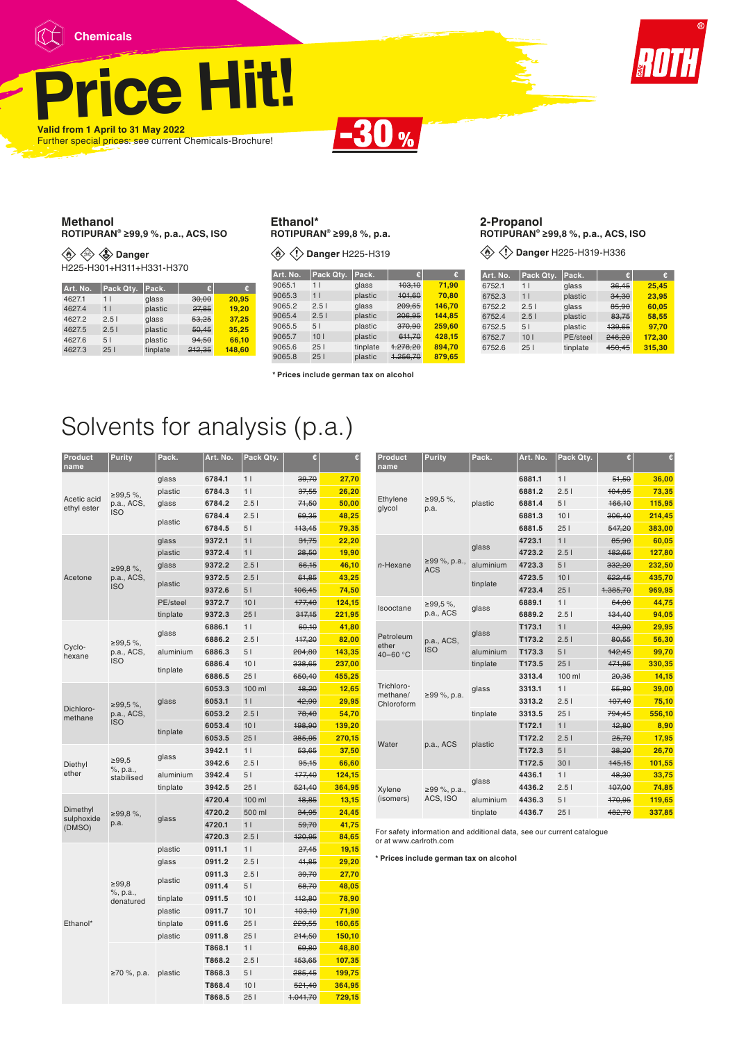Chemicals

# Price Hit!

**Valid from 1 April to 31 May 2022**
Further special prices: see current Chemicals-Brochure!

-30 %

ROTH®

### Methanol
**ROTIPURAN® ≥99,9 %, p.a., ACS, ISO**

**Danger**
H225-H301+H311+H331-H370

| Art. No. | Pack Qty. | Pack. | € | € |
|---|---|---|---|---|
| 4627.1 | 1 l | glass | ~~30,00~~ | **20,95** |
| 4627.4 | 1 l | plastic | ~~27,85~~ | **19,20** |
| 4627.2 | 2.5 l | glass | ~~53,25~~ | **37,25** |
| 4627.5 | 2.5 l | plastic | ~~50,45~~ | **35,25** |
| 4627.6 | 5 l | plastic | ~~94,50~~ | **66,10** |
| 4627.3 | 25 l | tinplate | ~~212,35~~ | **148,60** |

### Ethanol*
**ROTIPURAN® ≥99,8 %, p.a.**

**Danger** H225-H319

| Art. No. | Pack Qty. | Pack. | € | € |
|---|---|---|---|---|
| 9065.1 | 1 l | glass | ~~103,10~~ | **71,90** |
| 9065.3 | 1 l | plastic | ~~101,60~~ | **70,80** |
| 9065.2 | 2.5 l | glass | ~~209,65~~ | **146,70** |
| 9065.4 | 2.5 l | plastic | ~~206,95~~ | **144,85** |
| 9065.5 | 5 l | plastic | ~~370,90~~ | **259,60** |
| 9065.7 | 10 l | plastic | ~~611,70~~ | **428,15** |
| 9065.6 | 25 l | tinplate | ~~1.278,20~~ | **894,70** |
| 9065.8 | 25 l | plastic | ~~1.256,70~~ | **879,65** |

**\* Prices include german tax on alcohol**

### 2-Propanol
**ROTIPURAN® ≥99,8 %, p.a., ACS, ISO**

**Danger** H225-H319-H336

| Art. No. | Pack Qty. | Pack. | € | € |
|---|---|---|---|---|
| 6752.1 | 1 l | glass | ~~36,45~~ | **25,45** |
| 6752.3 | 1 l | plastic | ~~34,30~~ | **23,95** |
| 6752.2 | 2.5 l | glass | ~~85,90~~ | **60,05** |
| 6752.4 | 2.5 l | plastic | ~~83,75~~ | **58,55** |
| 6752.5 | 5 l | plastic | ~~139,65~~ | **97,70** |
| 6752.7 | 10 l | PE/steel | ~~246,20~~ | **172,30** |
| 6752.6 | 25 l | tinplate | ~~450,45~~ | **315,30** |

# Solvents for analysis (p.a.)

| Product name | Purity | Pack. | Art. No. | Pack Qty. | € | € |
|---|---|---|---|---|---|---|
| Acetic acid ethyl ester | ≥99,5 %, p.a., ACS, ISO | glass | **6784.1** | 1 l | ~~39,70~~ | **27,70** |
| | | plastic | **6784.3** | 1 l | ~~37,55~~ | **26,20** |
| | | glass | **6784.2** | 2.5 l | ~~71,50~~ | **50,00** |
| | | plastic | **6784.4** | 2.5 l | ~~69,35~~ | **48,25** |
| | | | **6784.5** | 5 l | ~~113,45~~ | **79,35** |
| Acetone | ≥99,8 %, p.a., ACS, ISO | glass | **9372.1** | 1 l | ~~31,75~~ | **22,20** |
| | | plastic | **9372.4** | 1 l | ~~28,50~~ | **19,90** |
| | | glass | **9372.2** | 2.5 l | ~~66,15~~ | **46,10** |
| | | plastic | **9372.5** | 2.5 l | ~~61,85~~ | **43,25** |
| | | | **9372.6** | 5 l | ~~106,45~~ | **74,50** |
| | | PE/steel | **9372.7** | 10 l | ~~177,40~~ | **124,15** |
| | | tinplate | **9372.3** | 25 l | ~~317,15~~ | **221,95** |
| Cyclo-hexane | ≥99,5 %, p.a., ACS, ISO | glass | **6886.1** | 1 l | ~~60,10~~ | **41,80** |
| | | | **6886.2** | 2.5 l | ~~117,20~~ | **82,00** |
| | | aluminium | **6886.3** | 5 l | ~~204,80~~ | **143,35** |
| | | tinplate | **6886.4** | 10 l | ~~338,65~~ | **237,00** |
| | | | **6886.5** | 25 l | ~~650,40~~ | **455,25** |
| Dichloro-methane | ≥99,5 %, p.a., ACS, ISO | glass | **6053.3** | 100 ml | ~~18,20~~ | **12,65** |
| | | | **6053.1** | 1 l | ~~42,90~~ | **29,95** |
| | | | **6053.2** | 2.5 l | ~~78,40~~ | **54,70** |
| | | tinplate | **6053.4** | 10 l | ~~198,90~~ | **139,20** |
| | | | **6053.5** | 25 l | ~~385,95~~ | **270,15** |
| Diethyl ether | ≥99,5 %, p.a., stabilised | glass | **3942.1** | 1 l | ~~53,65~~ | **37,50** |
| | | | **3942.6** | 2.5 l | ~~95,15~~ | **66,60** |
| | | aluminium | **3942.4** | 5 l | ~~177,40~~ | **124,15** |
| | | tinplate | **3942.5** | 25 l | ~~521,40~~ | **364,95** |
| Dimethyl sulphoxide (DMSO) | ≥99,8 %, p.a. | glass | **4720.4** | 100 ml | ~~18,85~~ | **13,15** |
| | | | **4720.2** | 500 ml | ~~34,95~~ | **24,45** |
| | | | **4720.1** | 1 l | ~~59,70~~ | **41,75** |
| | | | **4720.3** | 2.5 l | ~~120,95~~ | **84,65** |
| Ethanol* | ≥99,8 %, p.a., denatured | plastic | **0911.1** | 1 l | ~~27,45~~ | **19,15** |
| | | glass | **0911.2** | 2.5 l | ~~41,85~~ | **29,20** |
| | | plastic | **0911.3** | 2.5 l | ~~39,70~~ | **27,70** |
| | | | **0911.4** | 5 l | ~~68,70~~ | **48,05** |
| | | tinplate | **0911.5** | 10 l | ~~112,80~~ | **78,90** |
| | | plastic | **0911.7** | 10 l | ~~103,10~~ | **71,90** |
| | | tinplate | **0911.6** | 25 l | ~~229,55~~ | **160,65** |
| | | plastic | **0911.8** | 25 l | ~~214,50~~ | **150,10** |
| | ≥70 %, p.a. | plastic | **T868.1** | 1 l | ~~69,80~~ | **48,80** |
| | | | **T868.2** | 2.5 l | ~~153,65~~ | **107,35** |
| | | | **T868.3** | 5 l | ~~285,45~~ | **199,75** |
| | | | **T868.4** | 10 l | ~~521,40~~ | **364,95** |
| | | | **T868.5** | 25 l | ~~1.041,70~~ | **729,15** |
| Ethylene glycol | ≥99,5 %, p.a. | plastic | **6881.1** | 1 l | ~~51,50~~ | **36,00** |
| | | | **6881.2** | 2.5 l | ~~104,85~~ | **73,35** |
| | | | **6881.4** | 5 l | ~~166,10~~ | **115,95** |
| | | | **6881.3** | 10 l | ~~306,40~~ | **214,45** |
| | | | **6881.5** | 25 l | ~~547,20~~ | **383,00** |
| *n*-Hexane | ≥99 %, p.a., ACS | glass | **4723.1** | 1 l | ~~85,90~~ | **60,05** |
| | | | **4723.2** | 2.5 l | ~~182,65~~ | **127,80** |
| | | aluminium | **4723.3** | 5 l | ~~332,20~~ | **232,50** |
| | | tinplate | **4723.5** | 10 l | ~~622,45~~ | **435,70** |
| | | | **4723.4** | 25 l | ~~1.385,70~~ | **969,95** |
| Isooctane | ≥99,5 %, p.a., ACS | glass | **6889.1** | 1 l | ~~64,00~~ | **44,75** |
| | | | **6889.2** | 2.5 l | ~~134,40~~ | **94,05** |
| Petroleum ether 40–60 °C | p.a., ACS, ISO | glass | **T173.1** | 1 l | ~~42,90~~ | **29,95** |
| | | | **T173.2** | 2.5 l | ~~80,55~~ | **56,30** |
| | | aluminium | **T173.3** | 5 l | ~~142,45~~ | **99,70** |
| | | tinplate | **T173.5** | 25 l | ~~471,95~~ | **330,35** |
| Trichloro-methane/ Chloroform | ≥99 %, p.a. | glass | **3313.4** | 100 ml | ~~20,35~~ | **14,15** |
| | | | **3313.1** | 1 l | ~~55,80~~ | **39,00** |
| | | | **3313.2** | 2.5 l | ~~107,40~~ | **75,10** |
| | | tinplate | **3313.5** | 25 l | ~~794,45~~ | **556,10** |
| Water | p.a., ACS | plastic | **T172.1** | 1 l | ~~12,80~~ | **8,90** |
| | | | **T172.2** | 2.5 l | ~~25,70~~ | **17,95** |
| | | | **T172.3** | 5 l | ~~38,20~~ | **26,70** |
| | | | **T172.5** | 30 l | ~~145,15~~ | **101,55** |
| Xylene (isomers) | ≥99 %, p.a., ACS, ISO | glass | **4436.1** | 1 l | ~~48,30~~ | **33,75** |
| | | | **4436.2** | 2.5 l | ~~107,00~~ | **74,85** |
| | | aluminium | **4436.3** | 5 l | ~~170,95~~ | **119,65** |
| | | tinplate | **4436.7** | 25 l | ~~482,70~~ | **337,85** |

For safety information and additional data, see our current catalogue or at www.carlroth.com

**\* Prices include german tax on alcohol**